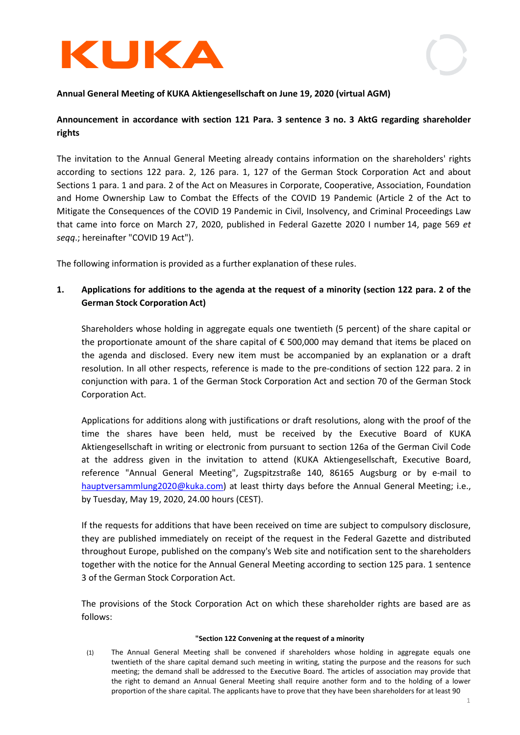**Annual General Meeting of KUKA Aktiengesellschaft on June 19, 2020 (virtual AGM)**

**Announcement in accordance with section 121 Para. 3 sentence 3 no. 3 AktG regarding shareholder rights**

The invitation to the Annual General Meeting already contains information on the shareholders' rights according to sections 122 para. 2, 126 para. 1, 127 of the German Stock Corporation Act and about Sections 1 para. 1 and para. 2 of the Act on Measures in Corporate, Cooperative, Association, Foundation and Home Ownership Law to Combat the Effects of the COVID 19 Pandemic (Article 2 of the Act to Mitigate the Consequences of the COVID 19 Pandemic in Civil, Insolvency, and Criminal Proceedings Law that came into force on March 27, 2020, published in Federal Gazette 2020 I number 14, page 569 *et seqq*.; hereinafter "COVID 19 Act").

The following information is provided as a further explanation of these rules.

## 1. Applications for additions to the agenda at the request of a minority (section 122 para. 2 of the German Stock Corporation Act)

Shareholders whose holding in aggregate equals one twentieth (5 percent) of the share capital or the proportionate amount of the share capital of € 500,000 may demand that items be placed on the agenda and disclosed. Every new item must be accompanied by an explanation or a draft resolution. In all other respects, reference is made to the pre-conditions of section 122 para. 2 in conjunction with para. 1 of the German Stock Corporation Act and section 70 of the German Stock Corporation Act.

Applications for additions along with justifications or draft resolutions, along with the proof of the time the shares have been held, must be received by the Executive Board of KUKA Aktiengesellschaft in writing or electronic from pursuant to section 126a of the German Civil Code at the address given in the invitation to attend (KUKA Aktiengesellschaft, Executive Board, reference "Annual General Meeting", Zugspitzstraße 140, 86165 Augsburg or by e-mail to hauptversammlung2020@kuka.com) at least thirty days before the Annual General Meeting; i.e., by Tuesday, May 19, 2020, 24.00 hours (CEST).

If the requests for additions that have been received on time are subject to compulsory disclosure, they are published immediately on receipt of the request in the Federal Gazette and distributed throughout Europe, published on the company's Web site and notification sent to the shareholders together with the notice for the Annual General Meeting according to section 125 para. 1 sentence 3 of the German Stock Corporation Act.

The provisions of the Stock Corporation Act on which these shareholder rights are based are as follows:

**"Section 122 Convening at the request of a minority**

(1) The Annual General Meeting shall be convened if shareholders whose holding in aggregate equals one twentieth of the share capital demand such meeting in writing, stating the purpose and the reasons for such meeting; the demand shall be addressed to the Executive Board. The articles of association may provide that the right to demand an Annual General Meeting shall require another form and to the holding of a lower proportion of the share capital. The applicants have to prove that they have been shareholders for at least 90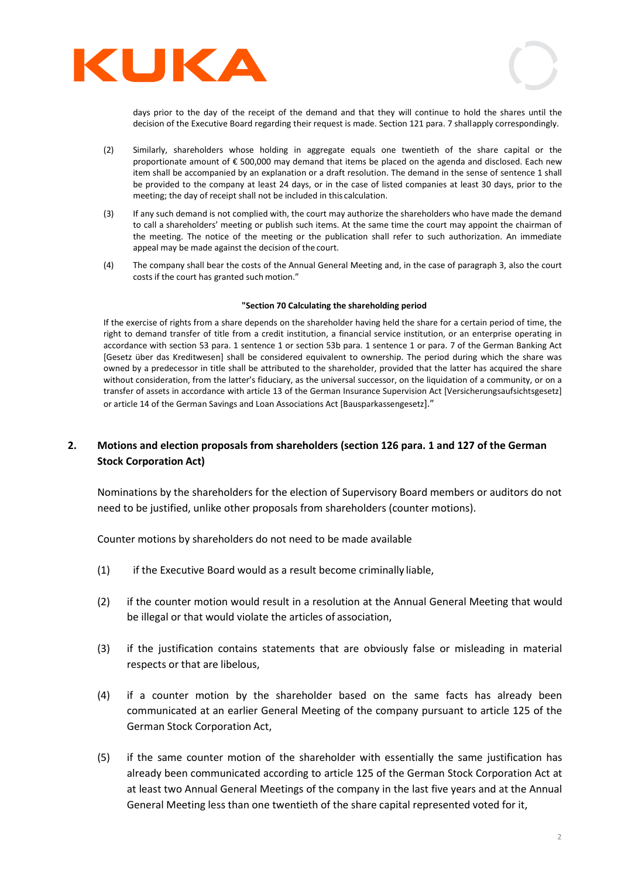days prior to the day of the receipt of the demand and that they will continue to hold the shares until the decision of the Executive Board regarding their request is made. Section 121 para. 7 shall apply correspondingly.

(2) Similarly, shareholders whose holding in aggregate equals one twentieth of the share capital or the proportionate amount of € 500,000 may demand that items be placed on the agenda and disclosed. Each new item shall be accompanied by an explanation or a draft resolution. The demand in the sense of sentence 1 shall be provided to the company at least 24 days, or in the case of listed companies at least 30 days, prior to the meeting; the day of receipt shall not be included in this calculation.

(3) If any such demand is not complied with, the court may authorize the shareholders who have made the demand to call a shareholders' meeting or publish such items. At the same time the court may appoint the chairman of the meeting. The notice of the meeting or the publication shall refer to such authorization. An immediate appeal may be made against the decision of the court.

(4) The company shall bear the costs of the Annual General Meeting and, in the case of paragraph 3, also the court costs if the court has granted such motion."

**"Section 70 Calculating the shareholding period**

If the exercise of rights from a share depends on the shareholder having held the share for a certain period of time, the right to demand transfer of title from a credit institution, a financial service institution, or an enterprise operating in accordance with section 53 para. 1 sentence 1 or section 53b para. 1 sentence 1 or para. 7 of the German Banking Act [Gesetz über das Kreditwesen] shall be considered equivalent to ownership. The period during which the share was owned by a predecessor in title shall be attributed to the shareholder, provided that the latter has acquired the share without consideration, from the latter's fiduciary, as the universal successor, on the liquidation of a community, or on a transfer of assets in accordance with article 13 of the German Insurance Supervision Act [Versicherungsaufsichtsgesetz] or article 14 of the German Savings and Loan Associations Act [Bausparkassengesetz]."

## 2. Motions and election proposals from shareholders (section 126 para. 1 and 127 of the German Stock Corporation Act)

Nominations by the shareholders for the election of Supervisory Board members or auditors do not need to be justified, unlike other proposals from shareholders (counter motions).

Counter motions by shareholders do not need to be made available

(1) if the Executive Board would as a result become criminally liable,

(2) if the counter motion would result in a resolution at the Annual General Meeting that would be illegal or that would violate the articles of association,

(3) if the justification contains statements that are obviously false or misleading in material respects or that are libelous,

(4) if a counter motion by the shareholder based on the same facts has already been communicated at an earlier General Meeting of the company pursuant to article 125 of the German Stock Corporation Act,

(5) if the same counter motion of the shareholder with essentially the same justification has already been communicated according to article 125 of the German Stock Corporation Act at at least two Annual General Meetings of the company in the last five years and at the Annual General Meeting less than one twentieth of the share capital represented voted for it,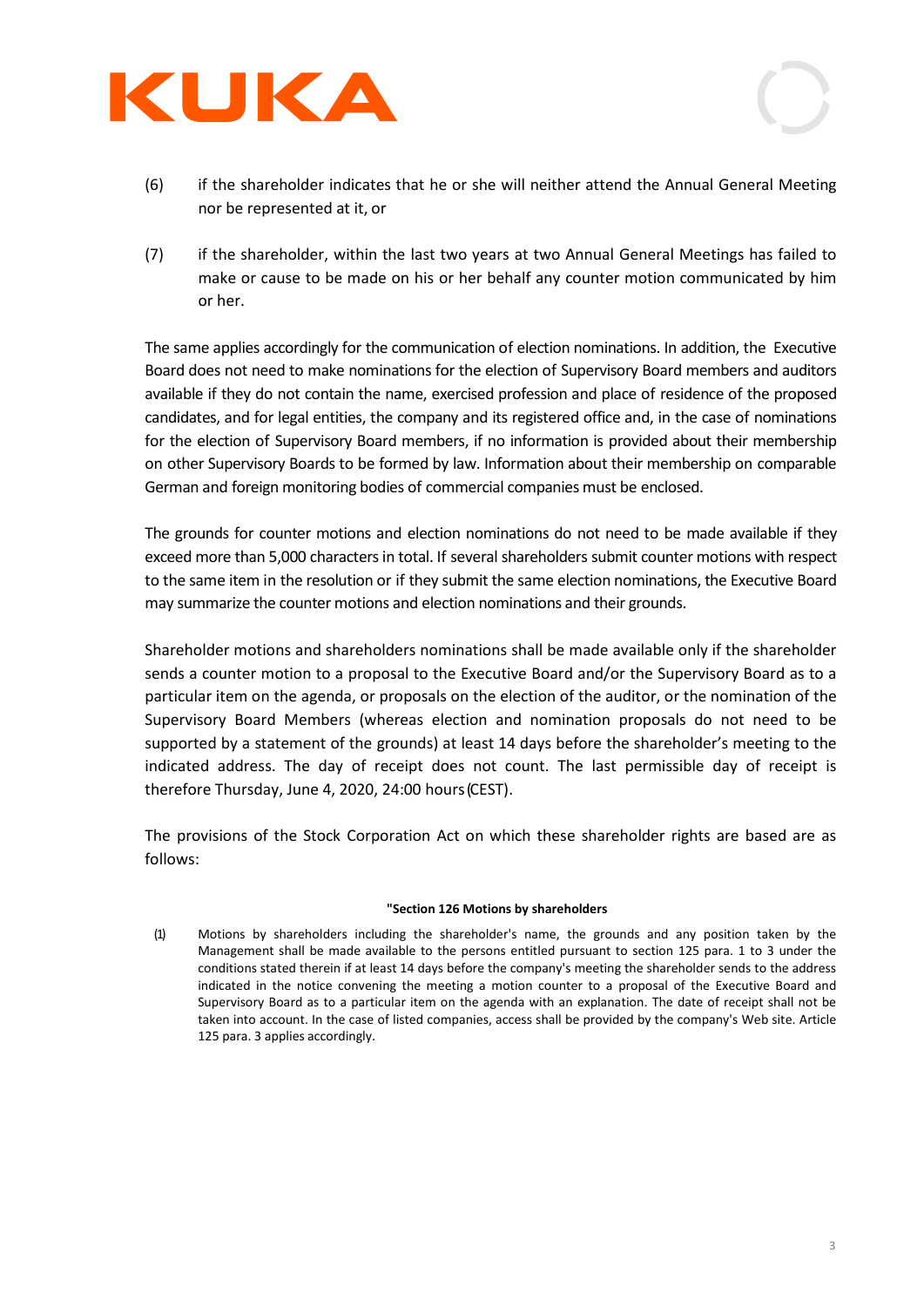(6) if the shareholder indicates that he or she will neither attend the Annual General Meeting nor be represented at it, or

(7) if the shareholder, within the last two years at two Annual General Meetings has failed to make or cause to be made on his or her behalf any counter motion communicated by him or her.

The same applies accordingly for the communication of election nominations. In addition, the Executive Board does not need to make nominations for the election of Supervisory Board members and auditors available if they do not contain the name, exercised profession and place of residence of the proposed candidates, and for legal entities, the company and its registered office and, in the case of nominations for the election of Supervisory Board members, if no information is provided about their membership on other Supervisory Boards to be formed by law. Information about their membership on comparable German and foreign monitoring bodies of commercial companies must be enclosed.

The grounds for counter motions and election nominations do not need to be made available if they exceed more than 5,000 characters in total. If several shareholders submit counter motions with respect to the same item in the resolution or if they submit the same election nominations, the Executive Board may summarize the counter motions and election nominations and their grounds.

Shareholder motions and shareholders nominations shall be made available only if the shareholder sends a counter motion to a proposal to the Executive Board and/or the Supervisory Board as to a particular item on the agenda, or proposals on the election of the auditor, or the nomination of the Supervisory Board Members (whereas election and nomination proposals do not need to be supported by a statement of the grounds) at least 14 days before the shareholder's meeting to the indicated address. The day of receipt does not count. The last permissible day of receipt is therefore Thursday, June 4, 2020, 24:00 hours (CEST).

The provisions of the Stock Corporation Act on which these shareholder rights are based are as follows:

**"Section 126 Motions by shareholders**

(1) Motions by shareholders including the shareholder's name, the grounds and any position taken by the Management shall be made available to the persons entitled pursuant to section 125 para. 1 to 3 under the conditions stated therein if at least 14 days before the company's meeting the shareholder sends to the address indicated in the notice convening the meeting a motion counter to a proposal of the Executive Board and Supervisory Board as to a particular item on the agenda with an explanation. The date of receipt shall not be taken into account. In the case of listed companies, access shall be provided by the company's Web site. Article 125 para. 3 applies accordingly.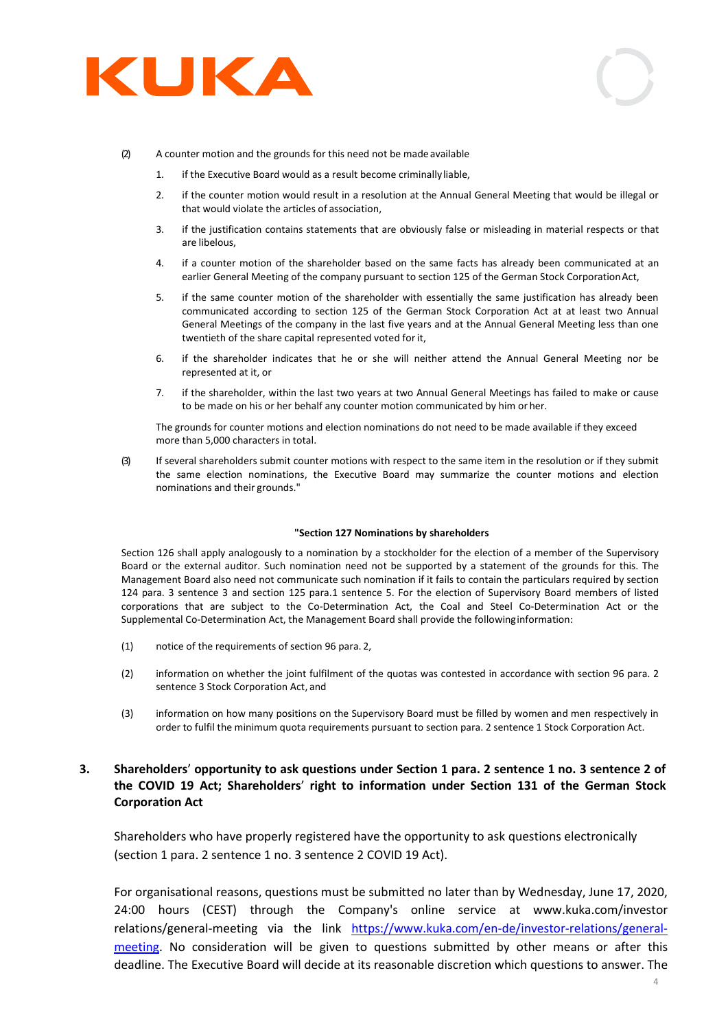(2) A counter motion and the grounds for this need not be made available

1. if the Executive Board would as a result become criminally liable,
2. if the counter motion would result in a resolution at the Annual General Meeting that would be illegal or that would violate the articles of association,
3. if the justification contains statements that are obviously false or misleading in material respects or that are libelous,
4. if a counter motion of the shareholder based on the same facts has already been communicated at an earlier General Meeting of the company pursuant to section 125 of the German Stock Corporation Act,
5. if the same counter motion of the shareholder with essentially the same justification has already been communicated according to section 125 of the German Stock Corporation Act at at least two Annual General Meetings of the company in the last five years and at the Annual General Meeting less than one twentieth of the share capital represented voted for it,
6. if the shareholder indicates that he or she will neither attend the Annual General Meeting nor be represented at it, or
7. if the shareholder, within the last two years at two Annual General Meetings has failed to make or cause to be made on his or her behalf any counter motion communicated by him or her.

The grounds for counter motions and election nominations do not need to be made available if they exceed more than 5,000 characters in total.

(3) If several shareholders submit counter motions with respect to the same item in the resolution or if they submit the same election nominations, the Executive Board may summarize the counter motions and election nominations and their grounds."

**"Section 127 Nominations by shareholders**

Section 126 shall apply analogously to a nomination by a stockholder for the election of a member of the Supervisory Board or the external auditor. Such nomination need not be supported by a statement of the grounds for this. The Management Board also need not communicate such nomination if it fails to contain the particulars required by section 124 para. 3 sentence 3 and section 125 para.1 sentence 5. For the election of Supervisory Board members of listed corporations that are subject to the Co-Determination Act, the Coal and Steel Co-Determination Act or the Supplemental Co-Determination Act, the Management Board shall provide the following information:

(1) notice of the requirements of section 96 para. 2,

(2) information on whether the joint fulfilment of the quotas was contested in accordance with section 96 para. 2 sentence 3 Stock Corporation Act, and

(3) information on how many positions on the Supervisory Board must be filled by women and men respectively in order to fulfil the minimum quota requirements pursuant to section para. 2 sentence 1 Stock Corporation Act.

## 3. Shareholders' opportunity to ask questions under Section 1 para. 2 sentence 1 no. 3 sentence 2 of the COVID 19 Act; Shareholders' right to information under Section 131 of the German Stock Corporation Act

Shareholders who have properly registered have the opportunity to ask questions electronically (section 1 para. 2 sentence 1 no. 3 sentence 2 COVID 19 Act).

For organisational reasons, questions must be submitted no later than by Wednesday, June 17, 2020, 24:00 hours (CEST) through the Company's online service at www.kuka.com/investor relations/general-meeting via the link [https://www.kuka.com/en-de/investor-relations/general-meeting](https://www.kuka.com/en-de/investor-relations/general-meeting). No consideration will be given to questions submitted by other means or after this deadline. The Executive Board will decide at its reasonable discretion which questions to answer. The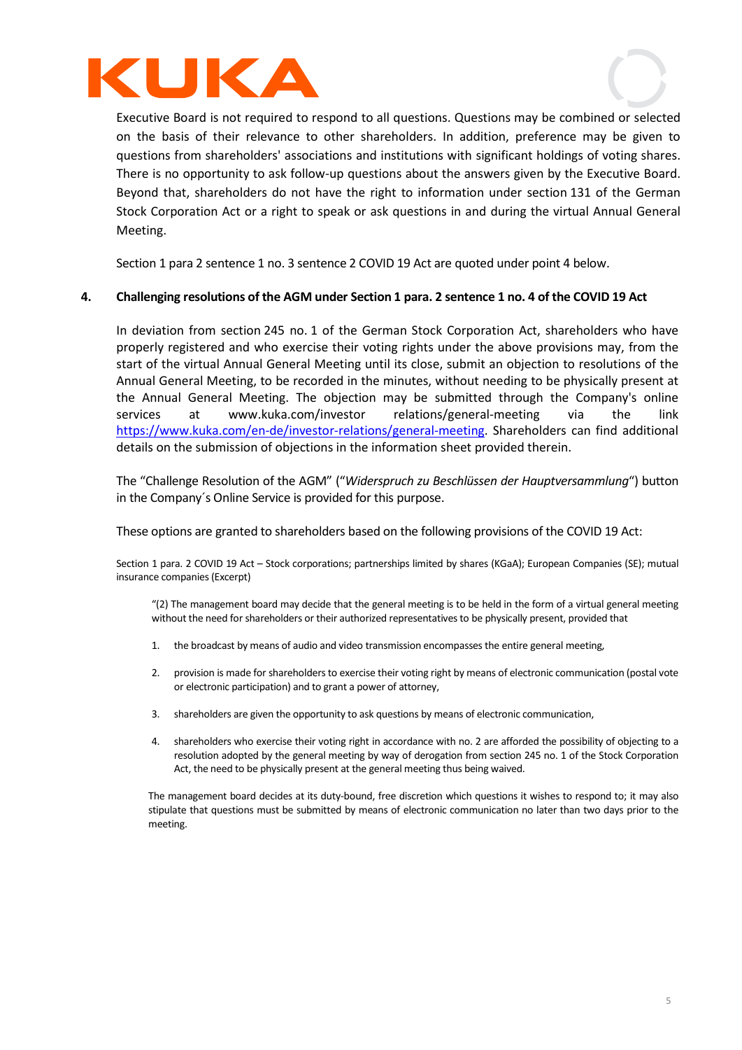Executive Board is not required to respond to all questions. Questions may be combined or selected on the basis of their relevance to other shareholders. In addition, preference may be given to questions from shareholders' associations and institutions with significant holdings of voting shares. There is no opportunity to ask follow-up questions about the answers given by the Executive Board. Beyond that, shareholders do not have the right to information under section 131 of the German Stock Corporation Act or a right to speak or ask questions in and during the virtual Annual General Meeting.

Section 1 para 2 sentence 1 no. 3 sentence 2 COVID 19 Act are quoted under point 4 below.

## 4. Challenging resolutions of the AGM under Section 1 para. 2 sentence 1 no. 4 of the COVID 19 Act

In deviation from section 245 no. 1 of the German Stock Corporation Act, shareholders who have properly registered and who exercise their voting rights under the above provisions may, from the start of the virtual Annual General Meeting until its close, submit an objection to resolutions of the Annual General Meeting, to be recorded in the minutes, without needing to be physically present at the Annual General Meeting. The objection may be submitted through the Company's online services at www.kuka.com/investor relations/general-meeting via the link https://www.kuka.com/en-de/investor-relations/general-meeting. Shareholders can find additional details on the submission of objections in the information sheet provided therein.

The "Challenge Resolution of the AGM" ("*Widerspruch zu Beschlüssen der Hauptversammlung*") button in the Company´s Online Service is provided for this purpose.

These options are granted to shareholders based on the following provisions of the COVID 19 Act:

Section 1 para. 2 COVID 19 Act – Stock corporations; partnerships limited by shares (KGaA); European Companies (SE); mutual insurance companies (Excerpt)

> "(2) The management board may decide that the general meeting is to be held in the form of a virtual general meeting without the need for shareholders or their authorized representatives to be physically present, provided that
>
> 1. the broadcast by means of audio and video transmission encompasses the entire general meeting,
> 2. provision is made for shareholders to exercise their voting right by means of electronic communication (postal vote or electronic participation) and to grant a power of attorney,
> 3. shareholders are given the opportunity to ask questions by means of electronic communication,
> 4. shareholders who exercise their voting right in accordance with no. 2 are afforded the possibility of objecting to a resolution adopted by the general meeting by way of derogation from section 245 no. 1 of the Stock Corporation Act, the need to be physically present at the general meeting thus being waived.
>
> The management board decides at its duty-bound, free discretion which questions it wishes to respond to; it may also stipulate that questions must be submitted by means of electronic communication no later than two days prior to the meeting.